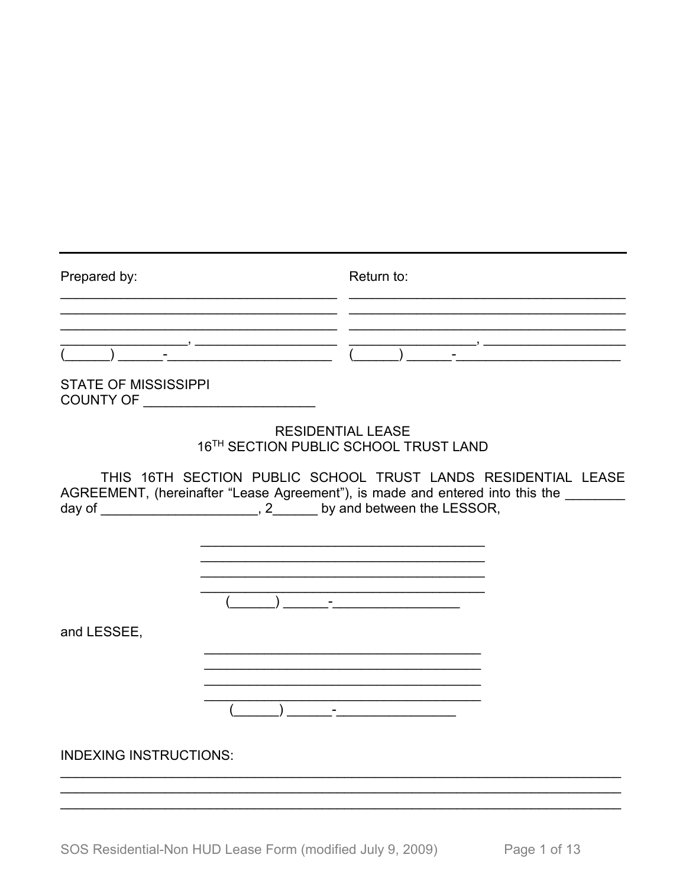| Prepared by: | Return to: |
|---|---|
| ______________________________________ | ______________________________________ |
| ______________________________________ | ______________________________________ |
| ______________________________________ | ______________________________________ |
| _________________, ___________________ | _________________, ___________________ |
| (______) ______-______________________ | (______) ______-______________________ |

STATE OF MISSISSIPPI
COUNTY OF _______________________

RESIDENTIAL LEASE
16TH SECTION PUBLIC SCHOOL TRUST LAND

THIS 16TH SECTION PUBLIC SCHOOL TRUST LANDS RESIDENTIAL LEASE AGREEMENT, (hereinafter "Lease Agreement"), is made and entered into this the ________ day of _____________________, 2______ by and between the LESSOR,

______________________________________
______________________________________
______________________________________
______________________________________
(______) ______-_________________

and LESSEE,

______________________________________
______________________________________
______________________________________
______________________________________
(______) ______-________________

INDEXING INSTRUCTIONS:

____________________________________________________________________________
____________________________________________________________________________
____________________________________________________________________________

SOS Residential-Non HUD Lease Form (modified July 9, 2009)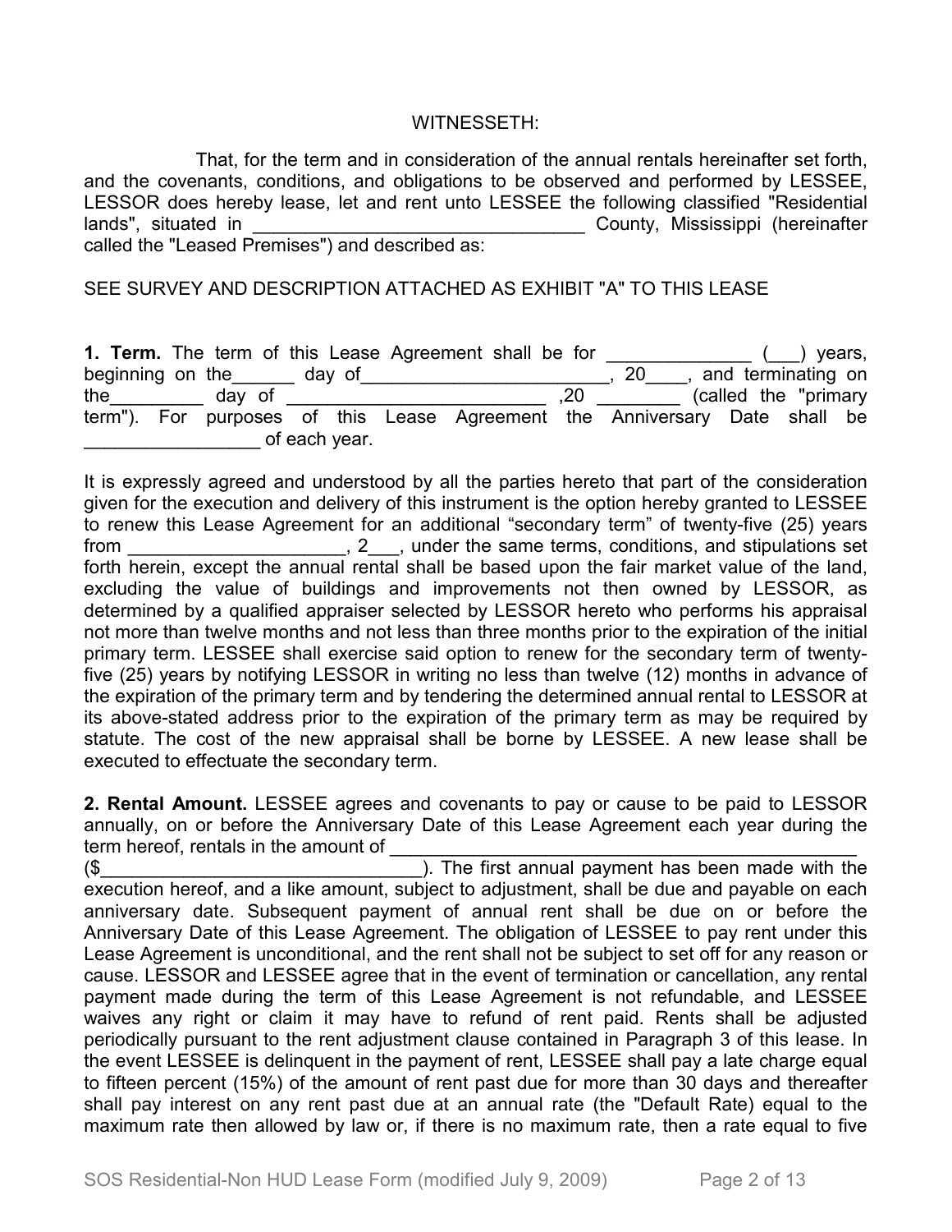WITNESSETH:

That, for the term and in consideration of the annual rentals hereinafter set forth, and the covenants, conditions, and obligations to be observed and performed by LESSEE, LESSOR does hereby lease, let and rent unto LESSEE the following classified "Residential lands", situated in _________________________________ County, Mississippi (hereinafter called the "Leased Premises") and described as:

SEE SURVEY AND DESCRIPTION ATTACHED AS EXHIBIT "A" TO THIS LEASE

**1. Term.** The term of this Lease Agreement shall be for ______________ (___) years, beginning on the______ day of________________________, 20____, and terminating on the_________ day of _________________________ ,20 ________ (called the "primary term"). For purposes of this Lease Agreement the Anniversary Date shall be _________________ of each year.

It is expressly agreed and understood by all the parties hereto that part of the consideration given for the execution and delivery of this instrument is the option hereby granted to LESSEE to renew this Lease Agreement for an additional "secondary term" of twenty-five (25) years from _____________________, 2___, under the same terms, conditions, and stipulations set forth herein, except the annual rental shall be based upon the fair market value of the land, excluding the value of buildings and improvements not then owned by LESSOR, as determined by a qualified appraiser selected by LESSOR hereto who performs his appraisal not more than twelve months and not less than three months prior to the expiration of the initial primary term. LESSEE shall exercise said option to renew for the secondary term of twenty-five (25) years by notifying LESSOR in writing no less than twelve (12) months in advance of the expiration of the primary term and by tendering the determined annual rental to LESSOR at its above-stated address prior to the expiration of the primary term as may be required by statute. The cost of the new appraisal shall be borne by LESSEE. A new lease shall be executed to effectuate the secondary term.

**2. Rental Amount.** LESSEE agrees and covenants to pay or cause to be paid to LESSOR annually, on or before the Anniversary Date of this Lease Agreement each year during the term hereof, rentals in the amount of _______________________________________________ ($_______________________________). The first annual payment has been made with the execution hereof, and a like amount, subject to adjustment, shall be due and payable on each anniversary date. Subsequent payment of annual rent shall be due on or before the Anniversary Date of this Lease Agreement. The obligation of LESSEE to pay rent under this Lease Agreement is unconditional, and the rent shall not be subject to set off for any reason or cause. LESSOR and LESSEE agree that in the event of termination or cancellation, any rental payment made during the term of this Lease Agreement is not refundable, and LESSEE waives any right or claim it may have to refund of rent paid. Rents shall be adjusted periodically pursuant to the rent adjustment clause contained in Paragraph 3 of this lease. In the event LESSEE is delinquent in the payment of rent, LESSEE shall pay a late charge equal to fifteen percent (15%) of the amount of rent past due for more than 30 days and thereafter shall pay interest on any rent past due at an annual rate (the "Default Rate) equal to the maximum rate then allowed by law or, if there is no maximum rate, then a rate equal to five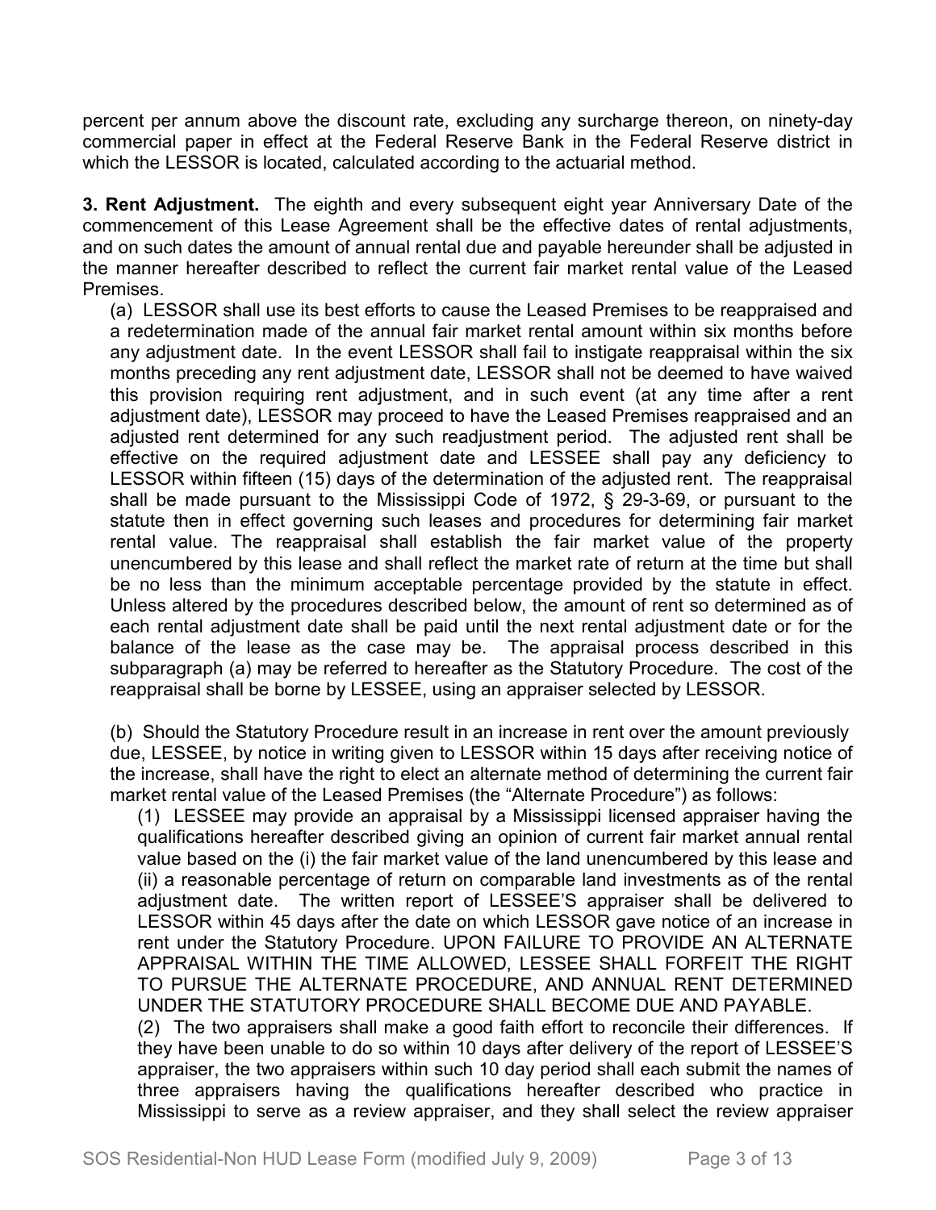percent per annum above the discount rate, excluding any surcharge thereon, on ninety-day commercial paper in effect at the Federal Reserve Bank in the Federal Reserve district in which the LESSOR is located, calculated according to the actuarial method.

**3. Rent Adjustment.** The eighth and every subsequent eight year Anniversary Date of the commencement of this Lease Agreement shall be the effective dates of rental adjustments, and on such dates the amount of annual rental due and payable hereunder shall be adjusted in the manner hereafter described to reflect the current fair market rental value of the Leased Premises.

(a) LESSOR shall use its best efforts to cause the Leased Premises to be reappraised and a redetermination made of the annual fair market rental amount within six months before any adjustment date. In the event LESSOR shall fail to instigate reappraisal within the six months preceding any rent adjustment date, LESSOR shall not be deemed to have waived this provision requiring rent adjustment, and in such event (at any time after a rent adjustment date), LESSOR may proceed to have the Leased Premises reappraised and an adjusted rent determined for any such readjustment period. The adjusted rent shall be effective on the required adjustment date and LESSEE shall pay any deficiency to LESSOR within fifteen (15) days of the determination of the adjusted rent. The reappraisal shall be made pursuant to the Mississippi Code of 1972, § 29-3-69, or pursuant to the statute then in effect governing such leases and procedures for determining fair market rental value. The reappraisal shall establish the fair market value of the property unencumbered by this lease and shall reflect the market rate of return at the time but shall be no less than the minimum acceptable percentage provided by the statute in effect. Unless altered by the procedures described below, the amount of rent so determined as of each rental adjustment date shall be paid until the next rental adjustment date or for the balance of the lease as the case may be. The appraisal process described in this subparagraph (a) may be referred to hereafter as the Statutory Procedure. The cost of the reappraisal shall be borne by LESSEE, using an appraiser selected by LESSOR.

(b) Should the Statutory Procedure result in an increase in rent over the amount previously due, LESSEE, by notice in writing given to LESSOR within 15 days after receiving notice of the increase, shall have the right to elect an alternate method of determining the current fair market rental value of the Leased Premises (the "Alternate Procedure") as follows:

(1) LESSEE may provide an appraisal by a Mississippi licensed appraiser having the qualifications hereafter described giving an opinion of current fair market annual rental value based on the (i) the fair market value of the land unencumbered by this lease and (ii) a reasonable percentage of return on comparable land investments as of the rental adjustment date. The written report of LESSEE'S appraiser shall be delivered to LESSOR within 45 days after the date on which LESSOR gave notice of an increase in rent under the Statutory Procedure. UPON FAILURE TO PROVIDE AN ALTERNATE APPRAISAL WITHIN THE TIME ALLOWED, LESSEE SHALL FORFEIT THE RIGHT TO PURSUE THE ALTERNATE PROCEDURE, AND ANNUAL RENT DETERMINED UNDER THE STATUTORY PROCEDURE SHALL BECOME DUE AND PAYABLE.

(2) The two appraisers shall make a good faith effort to reconcile their differences. If they have been unable to do so within 10 days after delivery of the report of LESSEE'S appraiser, the two appraisers within such 10 day period shall each submit the names of three appraisers having the qualifications hereafter described who practice in Mississippi to serve as a review appraiser, and they shall select the review appraiser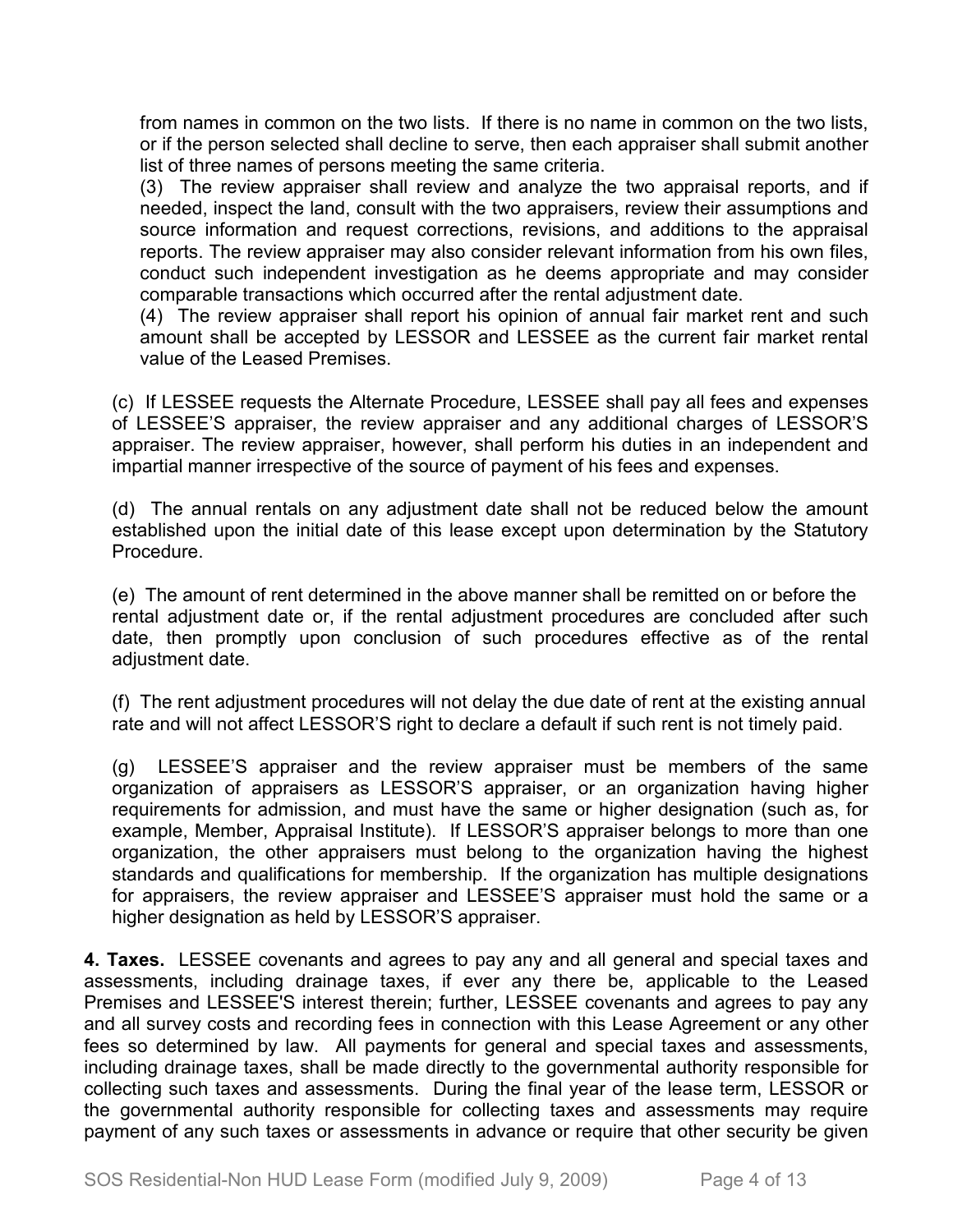from names in common on the two lists. If there is no name in common on the two lists, or if the person selected shall decline to serve, then each appraiser shall submit another list of three names of persons meeting the same criteria.

(3) The review appraiser shall review and analyze the two appraisal reports, and if needed, inspect the land, consult with the two appraisers, review their assumptions and source information and request corrections, revisions, and additions to the appraisal reports. The review appraiser may also consider relevant information from his own files, conduct such independent investigation as he deems appropriate and may consider comparable transactions which occurred after the rental adjustment date.

(4) The review appraiser shall report his opinion of annual fair market rent and such amount shall be accepted by LESSOR and LESSEE as the current fair market rental value of the Leased Premises.

(c) If LESSEE requests the Alternate Procedure, LESSEE shall pay all fees and expenses of LESSEE'S appraiser, the review appraiser and any additional charges of LESSOR'S appraiser. The review appraiser, however, shall perform his duties in an independent and impartial manner irrespective of the source of payment of his fees and expenses.

(d) The annual rentals on any adjustment date shall not be reduced below the amount established upon the initial date of this lease except upon determination by the Statutory Procedure.

(e) The amount of rent determined in the above manner shall be remitted on or before the rental adjustment date or, if the rental adjustment procedures are concluded after such date, then promptly upon conclusion of such procedures effective as of the rental adjustment date.

(f) The rent adjustment procedures will not delay the due date of rent at the existing annual rate and will not affect LESSOR'S right to declare a default if such rent is not timely paid.

(g) LESSEE'S appraiser and the review appraiser must be members of the same organization of appraisers as LESSOR'S appraiser, or an organization having higher requirements for admission, and must have the same or higher designation (such as, for example, Member, Appraisal Institute). If LESSOR'S appraiser belongs to more than one organization, the other appraisers must belong to the organization having the highest standards and qualifications for membership. If the organization has multiple designations for appraisers, the review appraiser and LESSEE'S appraiser must hold the same or a higher designation as held by LESSOR'S appraiser.

**4. Taxes.** LESSEE covenants and agrees to pay any and all general and special taxes and assessments, including drainage taxes, if ever any there be, applicable to the Leased Premises and LESSEE'S interest therein; further, LESSEE covenants and agrees to pay any and all survey costs and recording fees in connection with this Lease Agreement or any other fees so determined by law. All payments for general and special taxes and assessments, including drainage taxes, shall be made directly to the governmental authority responsible for collecting such taxes and assessments. During the final year of the lease term, LESSOR or the governmental authority responsible for collecting taxes and assessments may require payment of any such taxes or assessments in advance or require that other security be given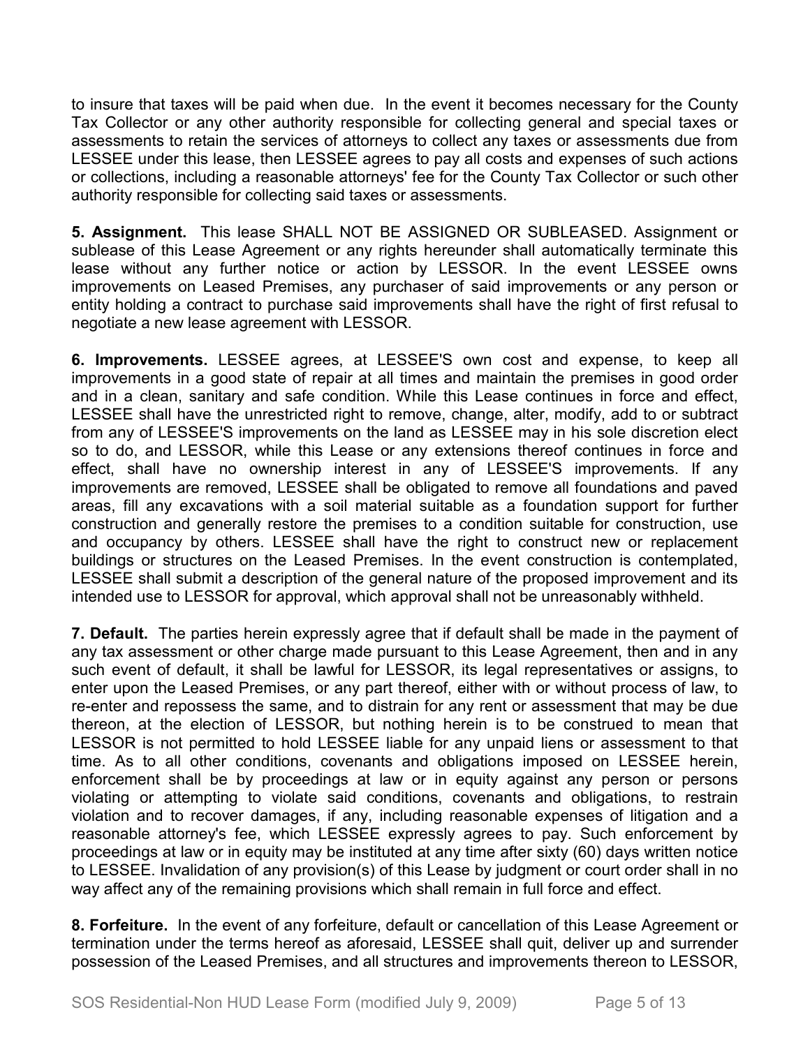to insure that taxes will be paid when due. In the event it becomes necessary for the County Tax Collector or any other authority responsible for collecting general and special taxes or assessments to retain the services of attorneys to collect any taxes or assessments due from LESSEE under this lease, then LESSEE agrees to pay all costs and expenses of such actions or collections, including a reasonable attorneys' fee for the County Tax Collector or such other authority responsible for collecting said taxes or assessments.

**5. Assignment.** This lease SHALL NOT BE ASSIGNED OR SUBLEASED. Assignment or sublease of this Lease Agreement or any rights hereunder shall automatically terminate this lease without any further notice or action by LESSOR. In the event LESSEE owns improvements on Leased Premises, any purchaser of said improvements or any person or entity holding a contract to purchase said improvements shall have the right of first refusal to negotiate a new lease agreement with LESSOR.

**6. Improvements.** LESSEE agrees, at LESSEE'S own cost and expense, to keep all improvements in a good state of repair at all times and maintain the premises in good order and in a clean, sanitary and safe condition. While this Lease continues in force and effect, LESSEE shall have the unrestricted right to remove, change, alter, modify, add to or subtract from any of LESSEE'S improvements on the land as LESSEE may in his sole discretion elect so to do, and LESSOR, while this Lease or any extensions thereof continues in force and effect, shall have no ownership interest in any of LESSEE'S improvements. If any improvements are removed, LESSEE shall be obligated to remove all foundations and paved areas, fill any excavations with a soil material suitable as a foundation support for further construction and generally restore the premises to a condition suitable for construction, use and occupancy by others. LESSEE shall have the right to construct new or replacement buildings or structures on the Leased Premises. In the event construction is contemplated, LESSEE shall submit a description of the general nature of the proposed improvement and its intended use to LESSOR for approval, which approval shall not be unreasonably withheld.

**7. Default.** The parties herein expressly agree that if default shall be made in the payment of any tax assessment or other charge made pursuant to this Lease Agreement, then and in any such event of default, it shall be lawful for LESSOR, its legal representatives or assigns, to enter upon the Leased Premises, or any part thereof, either with or without process of law, to re-enter and repossess the same, and to distrain for any rent or assessment that may be due thereon, at the election of LESSOR, but nothing herein is to be construed to mean that LESSOR is not permitted to hold LESSEE liable for any unpaid liens or assessment to that time. As to all other conditions, covenants and obligations imposed on LESSEE herein, enforcement shall be by proceedings at law or in equity against any person or persons violating or attempting to violate said conditions, covenants and obligations, to restrain violation and to recover damages, if any, including reasonable expenses of litigation and a reasonable attorney's fee, which LESSEE expressly agrees to pay. Such enforcement by proceedings at law or in equity may be instituted at any time after sixty (60) days written notice to LESSEE. Invalidation of any provision(s) of this Lease by judgment or court order shall in no way affect any of the remaining provisions which shall remain in full force and effect.

**8. Forfeiture.** In the event of any forfeiture, default or cancellation of this Lease Agreement or termination under the terms hereof as aforesaid, LESSEE shall quit, deliver up and surrender possession of the Leased Premises, and all structures and improvements thereon to LESSOR,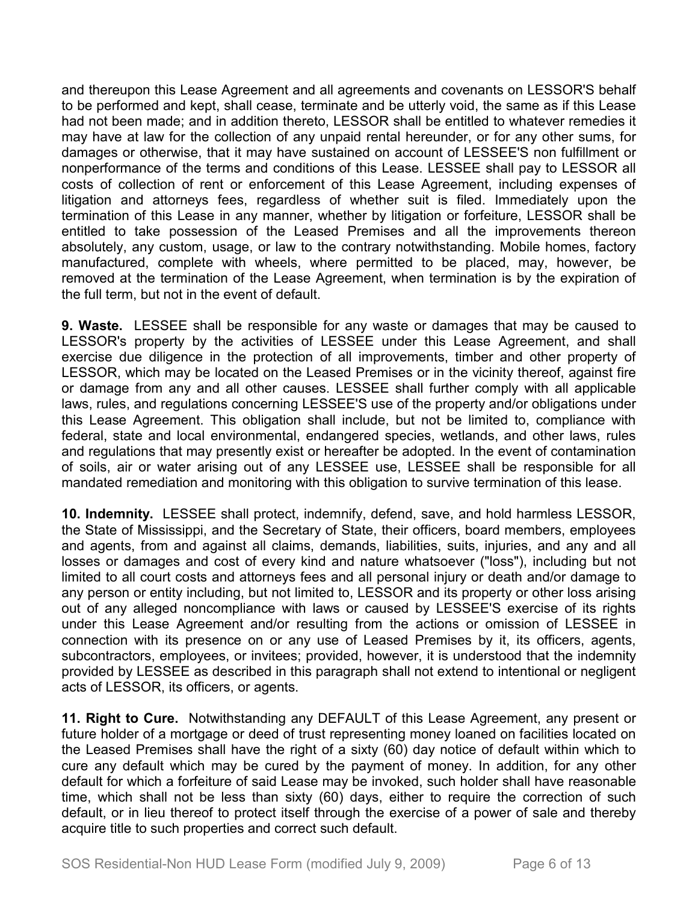and thereupon this Lease Agreement and all agreements and covenants on LESSOR'S behalf to be performed and kept, shall cease, terminate and be utterly void, the same as if this Lease had not been made; and in addition thereto, LESSOR shall be entitled to whatever remedies it may have at law for the collection of any unpaid rental hereunder, or for any other sums, for damages or otherwise, that it may have sustained on account of LESSEE'S non fulfillment or nonperformance of the terms and conditions of this Lease. LESSEE shall pay to LESSOR all costs of collection of rent or enforcement of this Lease Agreement, including expenses of litigation and attorneys fees, regardless of whether suit is filed. Immediately upon the termination of this Lease in any manner, whether by litigation or forfeiture, LESSOR shall be entitled to take possession of the Leased Premises and all the improvements thereon absolutely, any custom, usage, or law to the contrary notwithstanding. Mobile homes, factory manufactured, complete with wheels, where permitted to be placed, may, however, be removed at the termination of the Lease Agreement, when termination is by the expiration of the full term, but not in the event of default.

**9. Waste.** LESSEE shall be responsible for any waste or damages that may be caused to LESSOR's property by the activities of LESSEE under this Lease Agreement, and shall exercise due diligence in the protection of all improvements, timber and other property of LESSOR, which may be located on the Leased Premises or in the vicinity thereof, against fire or damage from any and all other causes. LESSEE shall further comply with all applicable laws, rules, and regulations concerning LESSEE'S use of the property and/or obligations under this Lease Agreement. This obligation shall include, but not be limited to, compliance with federal, state and local environmental, endangered species, wetlands, and other laws, rules and regulations that may presently exist or hereafter be adopted. In the event of contamination of soils, air or water arising out of any LESSEE use, LESSEE shall be responsible for all mandated remediation and monitoring with this obligation to survive termination of this lease.

**10. Indemnity.** LESSEE shall protect, indemnify, defend, save, and hold harmless LESSOR, the State of Mississippi, and the Secretary of State, their officers, board members, employees and agents, from and against all claims, demands, liabilities, suits, injuries, and any and all losses or damages and cost of every kind and nature whatsoever ("loss"), including but not limited to all court costs and attorneys fees and all personal injury or death and/or damage to any person or entity including, but not limited to, LESSOR and its property or other loss arising out of any alleged noncompliance with laws or caused by LESSEE'S exercise of its rights under this Lease Agreement and/or resulting from the actions or omission of LESSEE in connection with its presence on or any use of Leased Premises by it, its officers, agents, subcontractors, employees, or invitees; provided, however, it is understood that the indemnity provided by LESSEE as described in this paragraph shall not extend to intentional or negligent acts of LESSOR, its officers, or agents.

**11. Right to Cure.** Notwithstanding any DEFAULT of this Lease Agreement, any present or future holder of a mortgage or deed of trust representing money loaned on facilities located on the Leased Premises shall have the right of a sixty (60) day notice of default within which to cure any default which may be cured by the payment of money. In addition, for any other default for which a forfeiture of said Lease may be invoked, such holder shall have reasonable time, which shall not be less than sixty (60) days, either to require the correction of such default, or in lieu thereof to protect itself through the exercise of a power of sale and thereby acquire title to such properties and correct such default.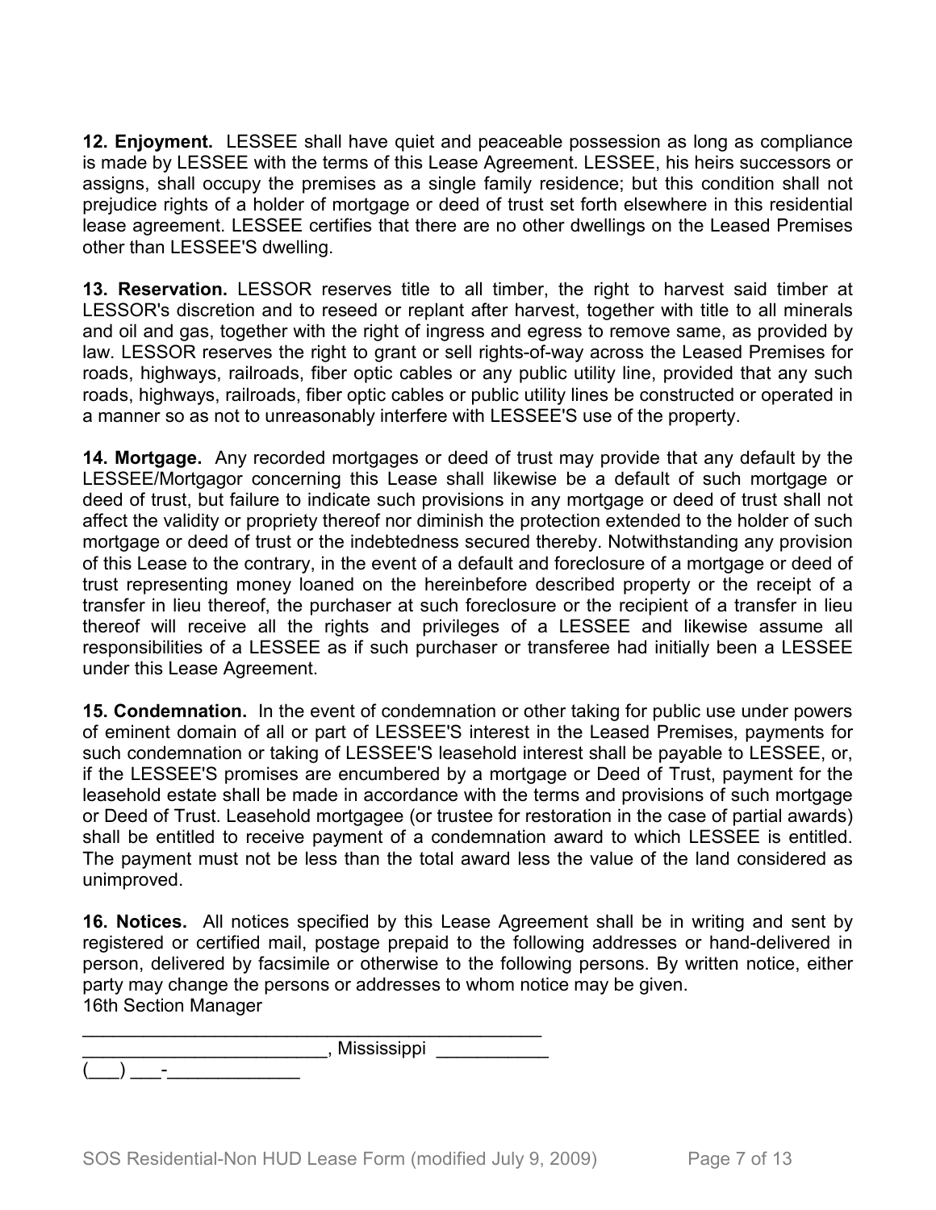**12. Enjoyment.** LESSEE shall have quiet and peaceable possession as long as compliance is made by LESSEE with the terms of this Lease Agreement. LESSEE, his heirs successors or assigns, shall occupy the premises as a single family residence; but this condition shall not prejudice rights of a holder of mortgage or deed of trust set forth elsewhere in this residential lease agreement. LESSEE certifies that there are no other dwellings on the Leased Premises other than LESSEE'S dwelling.

**13. Reservation.** LESSOR reserves title to all timber, the right to harvest said timber at LESSOR's discretion and to reseed or replant after harvest, together with title to all minerals and oil and gas, together with the right of ingress and egress to remove same, as provided by law. LESSOR reserves the right to grant or sell rights-of-way across the Leased Premises for roads, highways, railroads, fiber optic cables or any public utility line, provided that any such roads, highways, railroads, fiber optic cables or public utility lines be constructed or operated in a manner so as not to unreasonably interfere with LESSEE'S use of the property.

**14. Mortgage.** Any recorded mortgages or deed of trust may provide that any default by the LESSEE/Mortgagor concerning this Lease shall likewise be a default of such mortgage or deed of trust, but failure to indicate such provisions in any mortgage or deed of trust shall not affect the validity or propriety thereof nor diminish the protection extended to the holder of such mortgage or deed of trust or the indebtedness secured thereby. Notwithstanding any provision of this Lease to the contrary, in the event of a default and foreclosure of a mortgage or deed of trust representing money loaned on the hereinbefore described property or the receipt of a transfer in lieu thereof, the purchaser at such foreclosure or the recipient of a transfer in lieu thereof will receive all the rights and privileges of a LESSEE and likewise assume all responsibilities of a LESSEE as if such purchaser or transferee had initially been a LESSEE under this Lease Agreement.

**15. Condemnation.** In the event of condemnation or other taking for public use under powers of eminent domain of all or part of LESSEE'S interest in the Leased Premises, payments for such condemnation or taking of LESSEE'S leasehold interest shall be payable to LESSEE, or, if the LESSEE'S promises are encumbered by a mortgage or Deed of Trust, payment for the leasehold estate shall be made in accordance with the terms and provisions of such mortgage or Deed of Trust. Leasehold mortgagee (or trustee for restoration in the case of partial awards) shall be entitled to receive payment of a condemnation award to which LESSEE is entitled. The payment must not be less than the total award less the value of the land considered as unimproved.

**16. Notices.** All notices specified by this Lease Agreement shall be in writing and sent by registered or certified mail, postage prepaid to the following addresses or hand-delivered in person, delivered by facsimile or otherwise to the following persons. By written notice, either party may change the persons or addresses to whom notice may be given.

16th Section Manager

______________________________________________

________________________, Mississippi ___________

(___) ___-_____________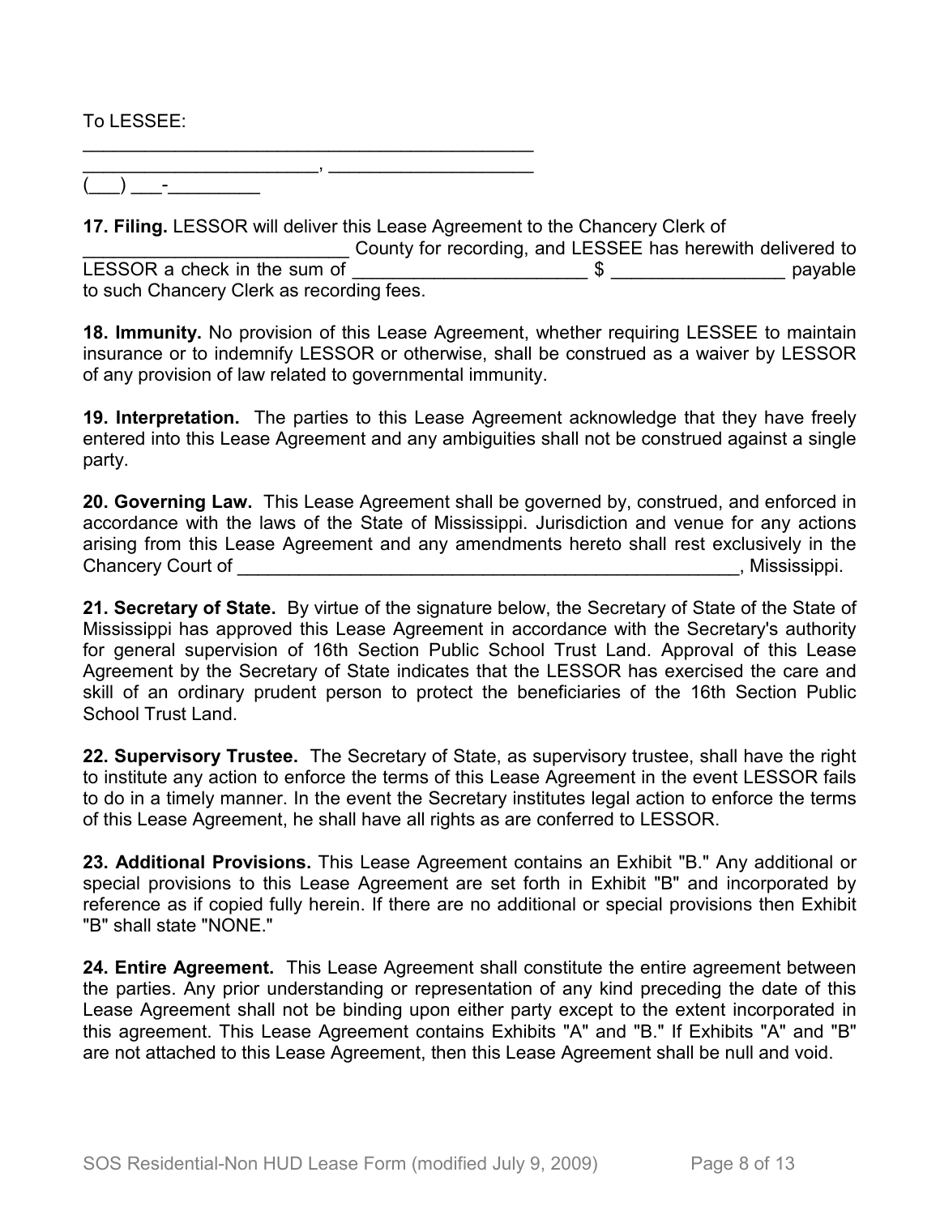To LESSEE:

______________________________________________
_______________________, ___________________
(___) ___-_________

**17. Filing.** LESSOR will deliver this Lease Agreement to the Chancery Clerk of _________________________ County for recording, and LESSEE has herewith delivered to LESSOR a check in the sum of _______________________ $ _________________ payable to such Chancery Clerk as recording fees.

**18. Immunity.** No provision of this Lease Agreement, whether requiring LESSEE to maintain insurance or to indemnify LESSOR or otherwise, shall be construed as a waiver by LESSOR of any provision of law related to governmental immunity.

**19. Interpretation.** The parties to this Lease Agreement acknowledge that they have freely entered into this Lease Agreement and any ambiguities shall not be construed against a single party.

**20. Governing Law.** This Lease Agreement shall be governed by, construed, and enforced in accordance with the laws of the State of Mississippi. Jurisdiction and venue for any actions arising from this Lease Agreement and any amendments hereto shall rest exclusively in the Chancery Court of __________________________________________________, Mississippi.

**21. Secretary of State.** By virtue of the signature below, the Secretary of State of the State of Mississippi has approved this Lease Agreement in accordance with the Secretary's authority for general supervision of 16th Section Public School Trust Land. Approval of this Lease Agreement by the Secretary of State indicates that the LESSOR has exercised the care and skill of an ordinary prudent person to protect the beneficiaries of the 16th Section Public School Trust Land.

**22. Supervisory Trustee.** The Secretary of State, as supervisory trustee, shall have the right to institute any action to enforce the terms of this Lease Agreement in the event LESSOR fails to do in a timely manner. In the event the Secretary institutes legal action to enforce the terms of this Lease Agreement, he shall have all rights as are conferred to LESSOR.

**23. Additional Provisions.** This Lease Agreement contains an Exhibit "B." Any additional or special provisions to this Lease Agreement are set forth in Exhibit "B" and incorporated by reference as if copied fully herein. If there are no additional or special provisions then Exhibit "B" shall state "NONE."

**24. Entire Agreement.** This Lease Agreement shall constitute the entire agreement between the parties. Any prior understanding or representation of any kind preceding the date of this Lease Agreement shall not be binding upon either party except to the extent incorporated in this agreement. This Lease Agreement contains Exhibits "A" and "B." If Exhibits "A" and "B" are not attached to this Lease Agreement, then this Lease Agreement shall be null and void.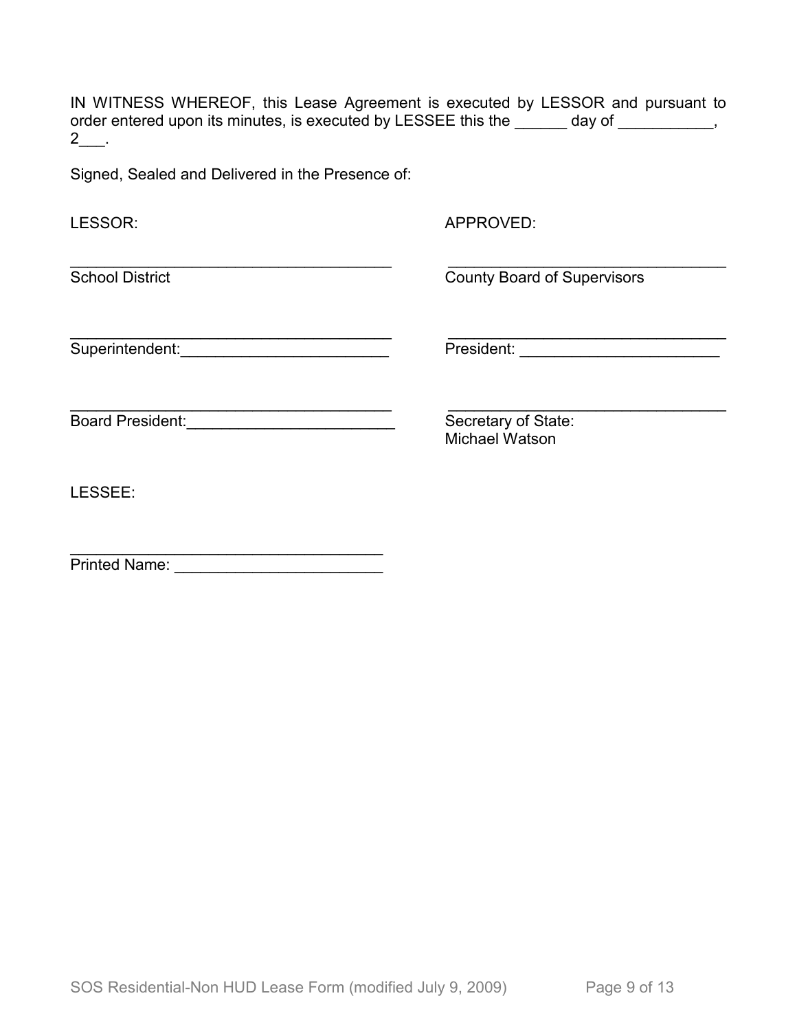IN WITNESS WHEREOF, this Lease Agreement is executed by LESSOR and pursuant to order entered upon its minutes, is executed by LESSEE this the ______ day of ___________, 2___.

Signed, Sealed and Delivered in the Presence of:

| LESSOR: | APPROVED: |
| --- | --- |
| ______________________________________ | ______________________________________ |
| School District | County Board of Supervisors |
| ______________________________________ | ______________________________________ |
| Superintendent:________________________ | President: _______________________ |
| ______________________________________ | ______________________________________ |
| Board President:________________________ | Secretary of State: Michael Watson |

LESSEE:

______________________________________
Printed Name: ________________________

SOS Residential-Non HUD Lease Form (modified July 9, 2009)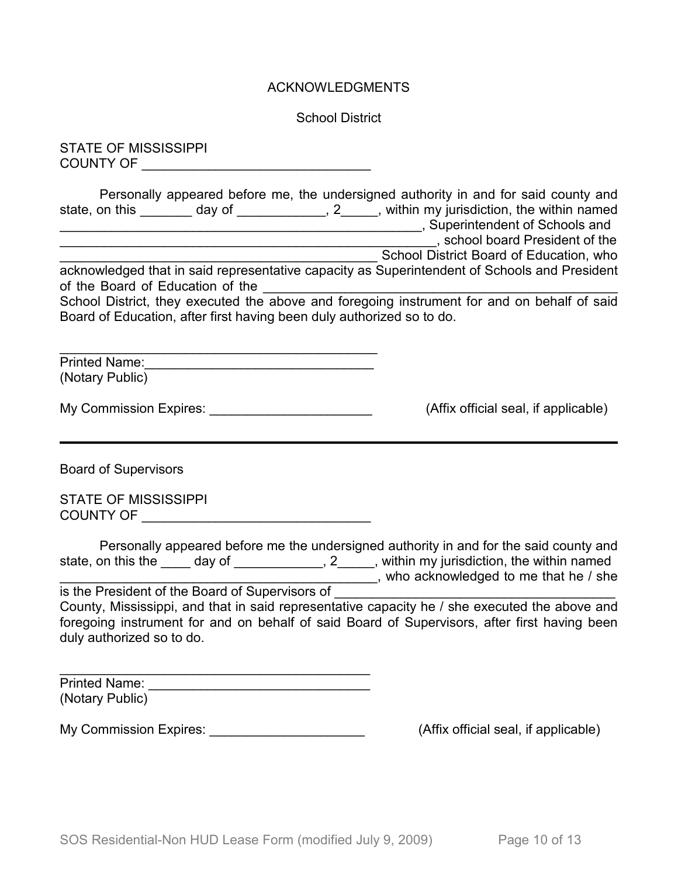# ACKNOWLEDGMENTS

## School District

STATE OF MISSISSIPPI
COUNTY OF ______________________________

Personally appeared before me, the undersigned authority in and for said county and state, on this _______ day of ____________, 2_____, within my jurisdiction, the within named _____________________________________________________, Superintendent of Schools and _____________________________________________________, school board President of the _____________________________________________ School District Board of Education, who acknowledged that in said representative capacity as Superintendent of Schools and President of the Board of Education of the ______________________________________________ School District, they executed the above and foregoing instrument for and on behalf of said Board of Education, after first having been duly authorized so to do.

_____________________________________________
Printed Name:________________________________
(Notary Public)

My Commission Expires: ______________________ (Affix official seal, if applicable)

---

## Board of Supervisors

STATE OF MISSISSIPPI
COUNTY OF ______________________________

Personally appeared before me the undersigned authority in and for the said county and state, on this the ____ day of ____________, 2_____, within my jurisdiction, the within named _____________________________________________, who acknowledged to me that he / she is the President of the Board of Supervisors of ______________________________________ County, Mississippi, and that in said representative capacity he / she executed the above and foregoing instrument for and on behalf of said Board of Supervisors, after first having been duly authorized so to do.

_____________________________________________
Printed Name: _______________________________
(Notary Public)

My Commission Expires: _____________________ (Affix official seal, if applicable)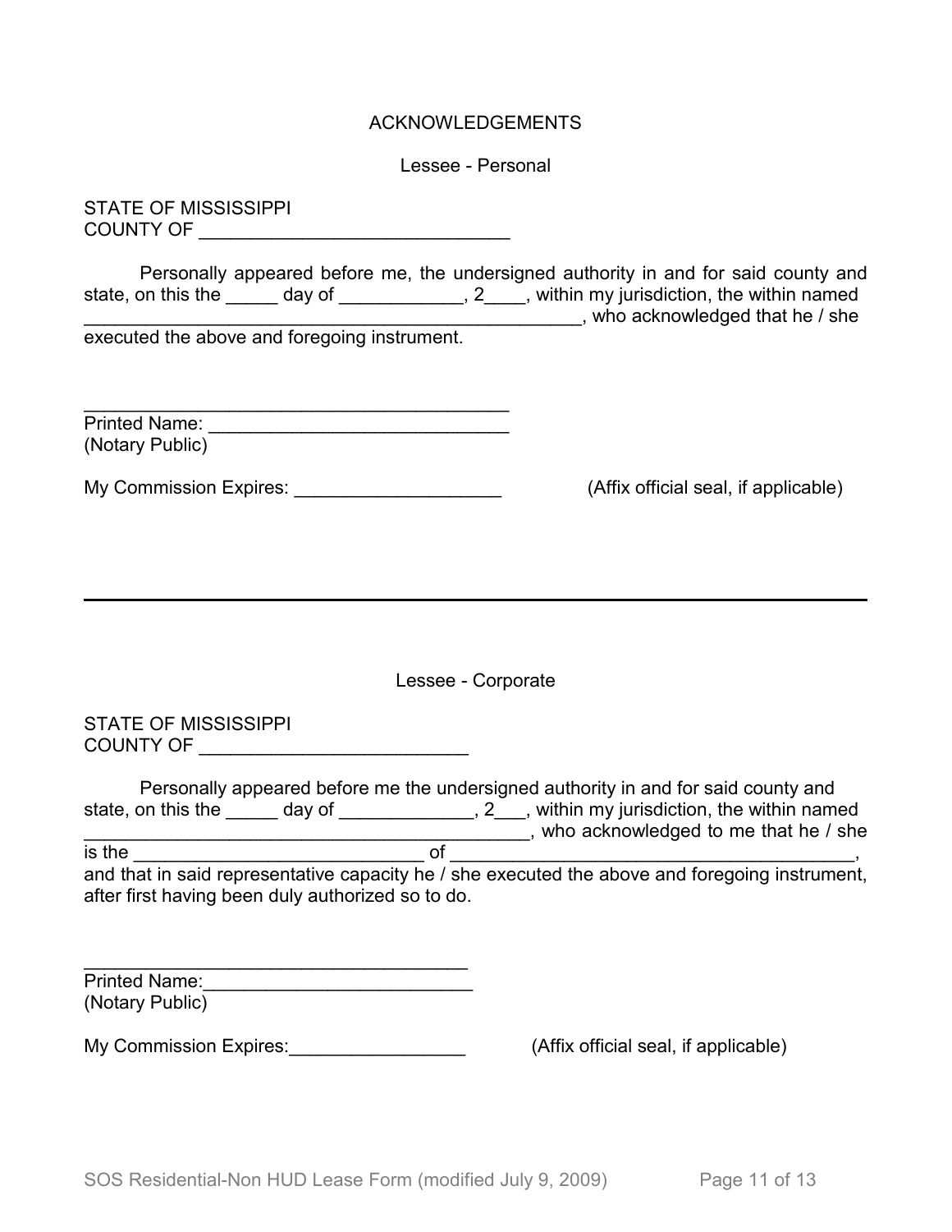# ACKNOWLEDGEMENTS

## Lessee - Personal

STATE OF MISSISSIPPI
COUNTY OF ______________________________

Personally appeared before me, the undersigned authority in and for said county and state, on this the _____ day of ____________, 2____, within my jurisdiction, the within named ________________________________________________, who acknowledged that he / she executed the above and foregoing instrument.

____________________________________________
Printed Name: ______________________________
(Notary Public)

My Commission Expires: ____________________ (Affix official seal, if applicable)

---

## Lessee - Corporate

STATE OF MISSISSIPPI
COUNTY OF __________________________

Personally appeared before me the undersigned authority in and for said county and state, on this the _____ day of _____________, 2___, within my jurisdiction, the within named ____________________________________________, who acknowledged to me that he / she is the ______________________________ of __________________________________________, and that in said representative capacity he / she executed the above and foregoing instrument, after first having been duly authorized so to do.

______________________________________
Printed Name:__________________________
(Notary Public)

My Commission Expires:_________________ (Affix official seal, if applicable)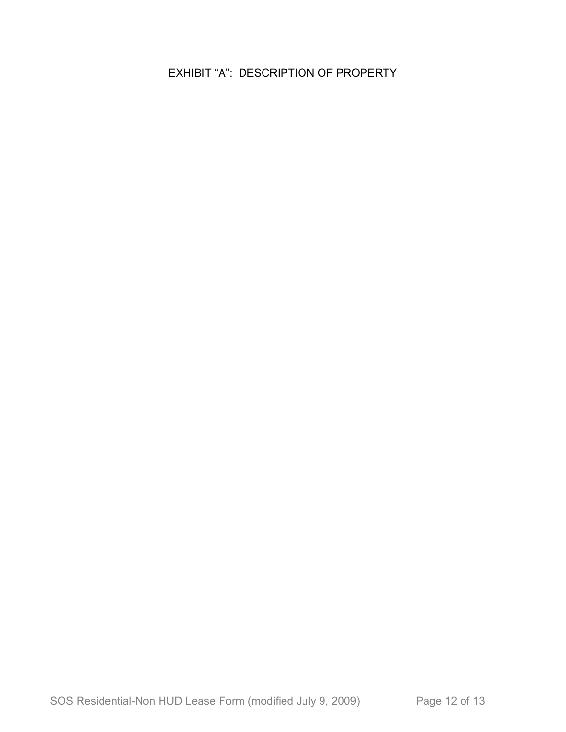# EXHIBIT “A”: DESCRIPTION OF PROPERTY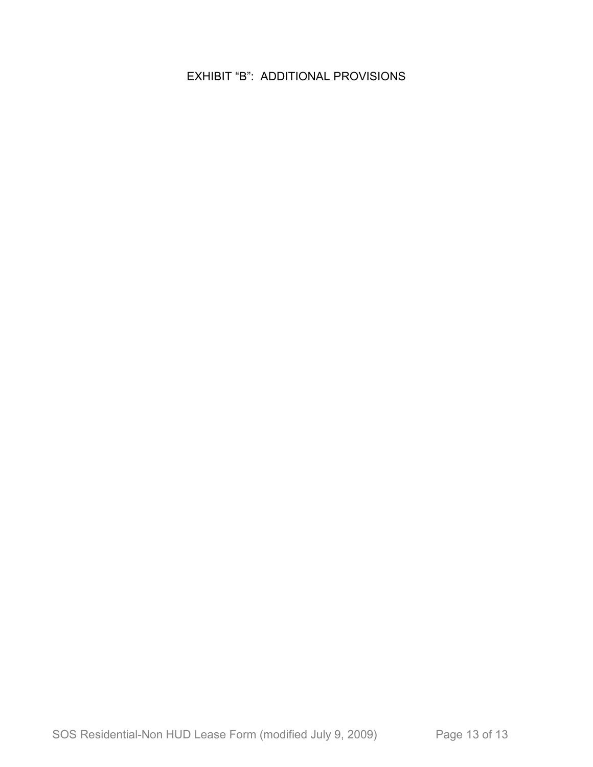# EXHIBIT "B": ADDITIONAL PROVISIONS